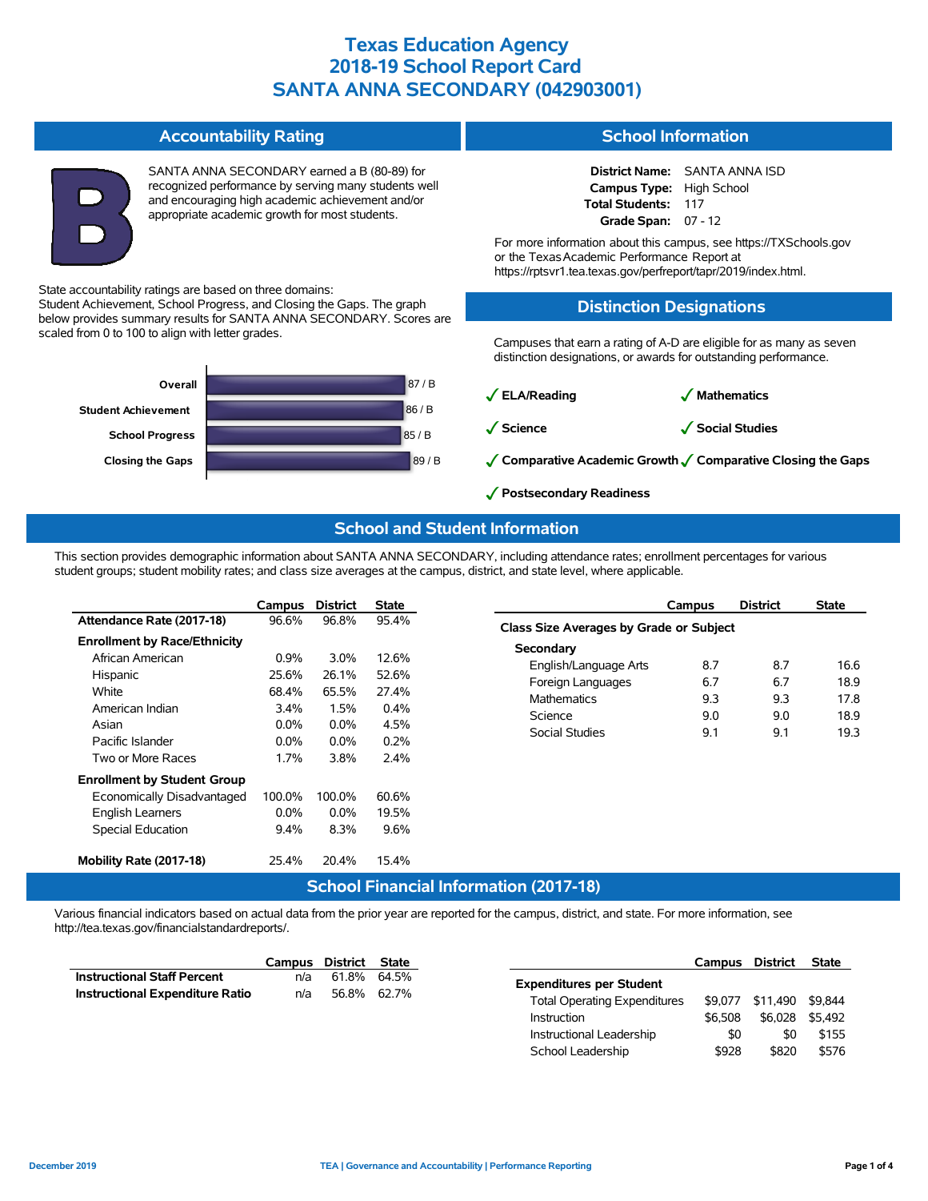# Texas Education Agency
# 2018-19 School Report Card
# SANTA ANNA SECONDARY (042903001)

## Accountability Rating

**B**

SANTA ANNA SECONDARY earned a B (80-89) for recognized performance by serving many students well and encouraging high academic achievement and/or appropriate academic growth for most students.

State accountability ratings are based on three domains: Student Achievement, School Progress, and Closing the Gaps. The graph below provides summary results for SANTA ANNA SECONDARY. Scores are scaled from 0 to 100 to align with letter grades.

| Domain | Score / Grade |
| --- | --- |
| Overall | 87 / B |
| Student Achievement | 86 / B |
| School Progress | 85 / B |
| Closing the Gaps | 89 / B |

## School Information

**District Name:** SANTA ANNA ISD
**Campus Type:** High School
**Total Students:** 117
**Grade Span:** 07 - 12

For more information about this campus, see https://TXSchools.gov or the Texas Academic Performance Report at https://rptsvr1.tea.texas.gov/perfreport/tapr/2019/index.html.

## Distinction Designations

Campuses that earn a rating of A-D are eligible for as many as seven distinction designations, or awards for outstanding performance.

- ✓ **ELA/Reading**
- ✓ **Mathematics**
- ✓ **Science**
- ✓ **Social Studies**
- ✓ **Comparative Academic Growth**
- ✓ **Comparative Closing the Gaps**
- ✓ **Postsecondary Readiness**

## School and Student Information

This section provides demographic information about SANTA ANNA SECONDARY, including attendance rates; enrollment percentages for various student groups; student mobility rates; and class size averages at the campus, district, and state level, where applicable.

| | Campus | District | State |
| --- | --- | --- | --- |
| **Attendance Rate (2017-18)** | 96.6% | 96.8% | 95.4% |
| **Enrollment by Race/Ethnicity** | | | |
| African American | 0.9% | 3.0% | 12.6% |
| Hispanic | 25.6% | 26.1% | 52.6% |
| White | 68.4% | 65.5% | 27.4% |
| American Indian | 3.4% | 1.5% | 0.4% |
| Asian | 0.0% | 0.0% | 4.5% |
| Pacific Islander | 0.0% | 0.0% | 0.2% |
| Two or More Races | 1.7% | 3.8% | 2.4% |
| **Enrollment by Student Group** | | | |
| Economically Disadvantaged | 100.0% | 100.0% | 60.6% |
| English Learners | 0.0% | 0.0% | 19.5% |
| Special Education | 9.4% | 8.3% | 9.6% |
| **Mobility Rate (2017-18)** | 25.4% | 20.4% | 15.4% |

| | Campus | District | State |
| --- | --- | --- | --- |
| **Class Size Averages by Grade or Subject** | | | |
| **Secondary** | | | |
| English/Language Arts | 8.7 | 8.7 | 16.6 |
| Foreign Languages | 6.7 | 6.7 | 18.9 |
| Mathematics | 9.3 | 9.3 | 17.8 |
| Science | 9.0 | 9.0 | 18.9 |
| Social Studies | 9.1 | 9.1 | 19.3 |

## School Financial Information (2017-18)

Various financial indicators based on actual data from the prior year are reported for the campus, district, and state. For more information, see http://tea.texas.gov/financialstandardreports/.

| | Campus | District | State |
| --- | --- | --- | --- |
| **Instructional Staff Percent** | n/a | 61.8% | 64.5% |
| **Instructional Expenditure Ratio** | n/a | 56.8% | 62.7% |

| | Campus | District | State |
| --- | --- | --- | --- |
| **Expenditures per Student** | | | |
| Total Operating Expenditures | $9,077 | $11,490 | $9,844 |
| Instruction | $6,508 | $6,028 | $5,492 |
| Instructional Leadership | $0 | $0 | $155 |
| School Leadership | $928 | $820 | $576 |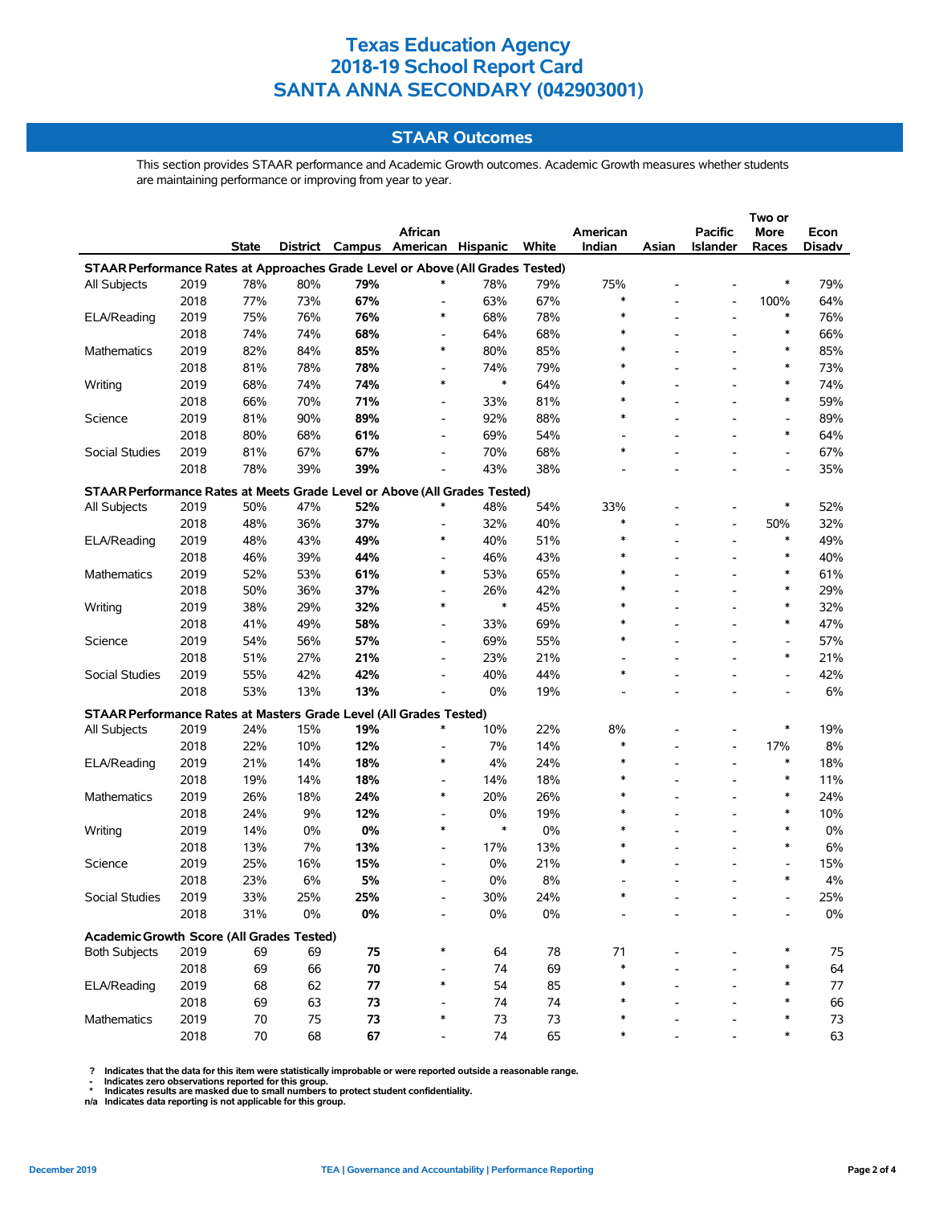# Texas Education Agency
# 2018-19 School Report Card
# SANTA ANNA SECONDARY (042903001)

## STAAR Outcomes

This section provides STAAR performance and Academic Growth outcomes. Academic Growth measures whether students are maintaining performance or improving from year to year.

| | | State | District | Campus | African American | Hispanic | White | American Indian | Asian | Pacific Islander | Two or More Races | Econ Disadv |
|---|---|---|---|---|---|---|---|---|---|---|---|---|
| **STAAR Performance Rates at Approaches Grade Level or Above (All Grades Tested)** | | | | | | | | | | | | |
| All Subjects | 2019 | 78% | 80% | **79%** | * | 78% | 79% | 75% | - | - | * | 79% |
| | 2018 | 77% | 73% | **67%** | - | 63% | 67% | * | - | - | 100% | 64% |
| ELA/Reading | 2019 | 75% | 76% | **76%** | * | 68% | 78% | * | - | - | * | 76% |
| | 2018 | 74% | 74% | **68%** | - | 64% | 68% | * | - | - | * | 66% |
| Mathematics | 2019 | 82% | 84% | **85%** | * | 80% | 85% | * | - | - | * | 85% |
| | 2018 | 81% | 78% | **78%** | - | 74% | 79% | * | - | - | * | 73% |
| Writing | 2019 | 68% | 74% | **74%** | * | * | 64% | * | - | - | * | 74% |
| | 2018 | 66% | 70% | **71%** | - | 33% | 81% | * | - | - | * | 59% |
| Science | 2019 | 81% | 90% | **89%** | - | 92% | 88% | * | - | - | - | 89% |
| | 2018 | 80% | 68% | **61%** | - | 69% | 54% | - | - | - | * | 64% |
| Social Studies | 2019 | 81% | 67% | **67%** | - | 70% | 68% | * | - | - | - | 67% |
| | 2018 | 78% | 39% | **39%** | - | 43% | 38% | - | - | - | - | 35% |
| **STAAR Performance Rates at Meets Grade Level or Above (All Grades Tested)** | | | | | | | | | | | | |
| All Subjects | 2019 | 50% | 47% | **52%** | * | 48% | 54% | 33% | - | - | * | 52% |
| | 2018 | 48% | 36% | **37%** | - | 32% | 40% | * | - | - | 50% | 32% |
| ELA/Reading | 2019 | 48% | 43% | **49%** | * | 40% | 51% | * | - | - | * | 49% |
| | 2018 | 46% | 39% | **44%** | - | 46% | 43% | * | - | - | * | 40% |
| Mathematics | 2019 | 52% | 53% | **61%** | * | 53% | 65% | * | - | - | * | 61% |
| | 2018 | 50% | 36% | **37%** | - | 26% | 42% | * | - | - | * | 29% |
| Writing | 2019 | 38% | 29% | **32%** | * | * | 45% | * | - | - | * | 32% |
| | 2018 | 41% | 49% | **58%** | - | 33% | 69% | * | - | - | * | 47% |
| Science | 2019 | 54% | 56% | **57%** | - | 69% | 55% | * | - | - | - | 57% |
| | 2018 | 51% | 27% | **21%** | - | 23% | 21% | - | - | - | * | 21% |
| Social Studies | 2019 | 55% | 42% | **42%** | - | 40% | 44% | * | - | - | - | 42% |
| | 2018 | 53% | 13% | **13%** | - | 0% | 19% | - | - | - | - | 6% |
| **STAAR Performance Rates at Masters Grade Level (All Grades Tested)** | | | | | | | | | | | | |
| All Subjects | 2019 | 24% | 15% | **19%** | * | 10% | 22% | 8% | - | - | * | 19% |
| | 2018 | 22% | 10% | **12%** | - | 7% | 14% | * | - | - | 17% | 8% |
| ELA/Reading | 2019 | 21% | 14% | **18%** | * | 4% | 24% | * | - | - | * | 18% |
| | 2018 | 19% | 14% | **18%** | - | 14% | 18% | * | - | - | * | 11% |
| Mathematics | 2019 | 26% | 18% | **24%** | * | 20% | 26% | * | - | - | * | 24% |
| | 2018 | 24% | 9% | **12%** | - | 0% | 19% | * | - | - | * | 10% |
| Writing | 2019 | 14% | 0% | **0%** | * | * | 0% | * | - | - | * | 0% |
| | 2018 | 13% | 7% | **13%** | - | 17% | 13% | * | - | - | * | 6% |
| Science | 2019 | 25% | 16% | **15%** | - | 0% | 21% | * | - | - | - | 15% |
| | 2018 | 23% | 6% | **5%** | - | 0% | 8% | - | - | - | * | 4% |
| Social Studies | 2019 | 33% | 25% | **25%** | - | 30% | 24% | * | - | - | - | 25% |
| | 2018 | 31% | 0% | **0%** | - | 0% | 0% | - | - | - | - | 0% |
| **Academic Growth Score (All Grades Tested)** | | | | | | | | | | | | |
| Both Subjects | 2019 | 69 | 69 | **75** | * | 64 | 78 | 71 | - | - | * | 75 |
| | 2018 | 69 | 66 | **70** | - | 74 | 69 | * | - | - | * | 64 |
| ELA/Reading | 2019 | 68 | 62 | **77** | * | 54 | 85 | * | - | - | * | 77 |
| | 2018 | 69 | 63 | **73** | - | 74 | 74 | * | - | - | * | 66 |
| Mathematics | 2019 | 70 | 75 | **73** | * | 73 | 73 | * | - | - | * | 73 |
| | 2018 | 70 | 68 | **67** | - | 74 | 65 | * | - | - | * | 63 |

**?** Indicates that the data for this item were statistically improbable or were reported outside a reasonable range.
**-** Indicates zero observations reported for this group.
**\*** Indicates results are masked due to small numbers to protect student confidentiality.
**n/a** Indicates data reporting is not applicable for this group.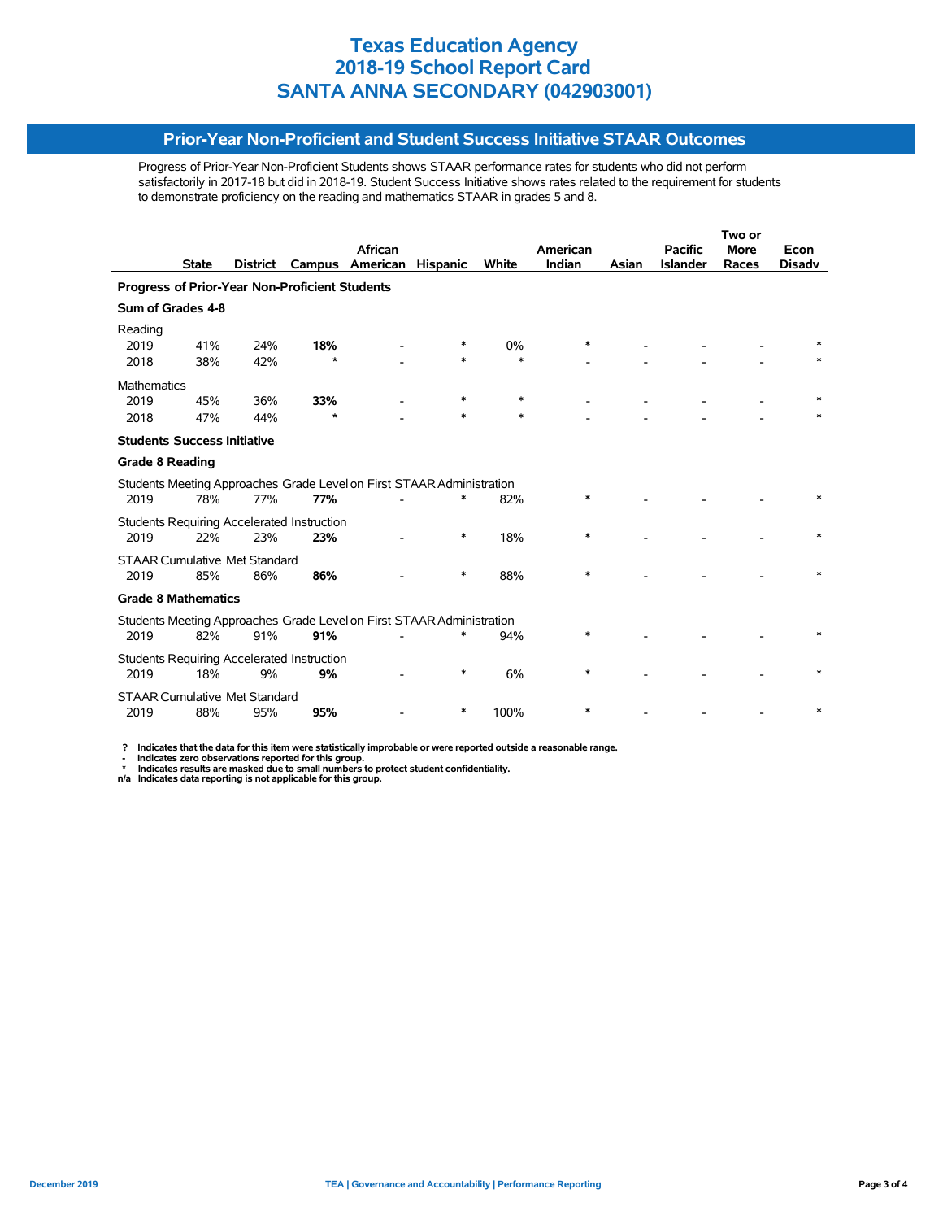# Texas Education Agency
# 2018-19 School Report Card
# SANTA ANNA SECONDARY (042903001)

## Prior-Year Non-Proficient and Student Success Initiative STAAR Outcomes

Progress of Prior-Year Non-Proficient Students shows STAAR performance rates for students who did not perform satisfactorily in 2017-18 but did in 2018-19. Student Success Initiative shows rates related to the requirement for students to demonstrate proficiency on the reading and mathematics STAAR in grades 5 and 8.

| | State | District | Campus | African American | Hispanic | White | American Indian | Asian | Pacific Islander | Two or More Races | Econ Disadv |
|---|---|---|---|---|---|---|---|---|---|---|---|
| **Progress of Prior-Year Non-Proficient Students** | | | | | | | | | | | |
| **Sum of Grades 4-8** | | | | | | | | | | | |
| Reading | | | | | | | | | | | |
| 2019 | 41% | 24% | **18%** | - | * | 0% | * | - | - | - | * |
| 2018 | 38% | 42% | * | - | * | * | - | - | - | - | * |
| Mathematics | | | | | | | | | | | |
| 2019 | 45% | 36% | **33%** | - | * | * | - | - | - | - | * |
| 2018 | 47% | 44% | * | - | * | * | - | - | - | - | * |
| **Students Success Initiative** | | | | | | | | | | | |
| **Grade 8 Reading** | | | | | | | | | | | |
| Students Meeting Approaches Grade Level on First STAAR Administration | | | | | | | | | | | |
| 2019 | 78% | 77% | **77%** | - | * | 82% | * | - | - | - | * |
| Students Requiring Accelerated Instruction | | | | | | | | | | | |
| 2019 | 22% | 23% | **23%** | - | * | 18% | * | - | - | - | * |
| STAAR Cumulative Met Standard | | | | | | | | | | | |
| 2019 | 85% | 86% | **86%** | - | * | 88% | * | - | - | - | * |
| **Grade 8 Mathematics** | | | | | | | | | | | |
| Students Meeting Approaches Grade Level on First STAAR Administration | | | | | | | | | | | |
| 2019 | 82% | 91% | **91%** | - | * | 94% | * | - | - | - | * |
| Students Requiring Accelerated Instruction | | | | | | | | | | | |
| 2019 | 18% | 9% | **9%** | - | * | 6% | * | - | - | - | * |
| STAAR Cumulative Met Standard | | | | | | | | | | | |
| 2019 | 88% | 95% | **95%** | - | * | 100% | * | - | - | - | * |

**?** Indicates that the data for this item were statistically improbable or were reported outside a reasonable range.
**-** Indicates zero observations reported for this group.
**\*** Indicates results are masked due to small numbers to protect student confidentiality.
**n/a** Indicates data reporting is not applicable for this group.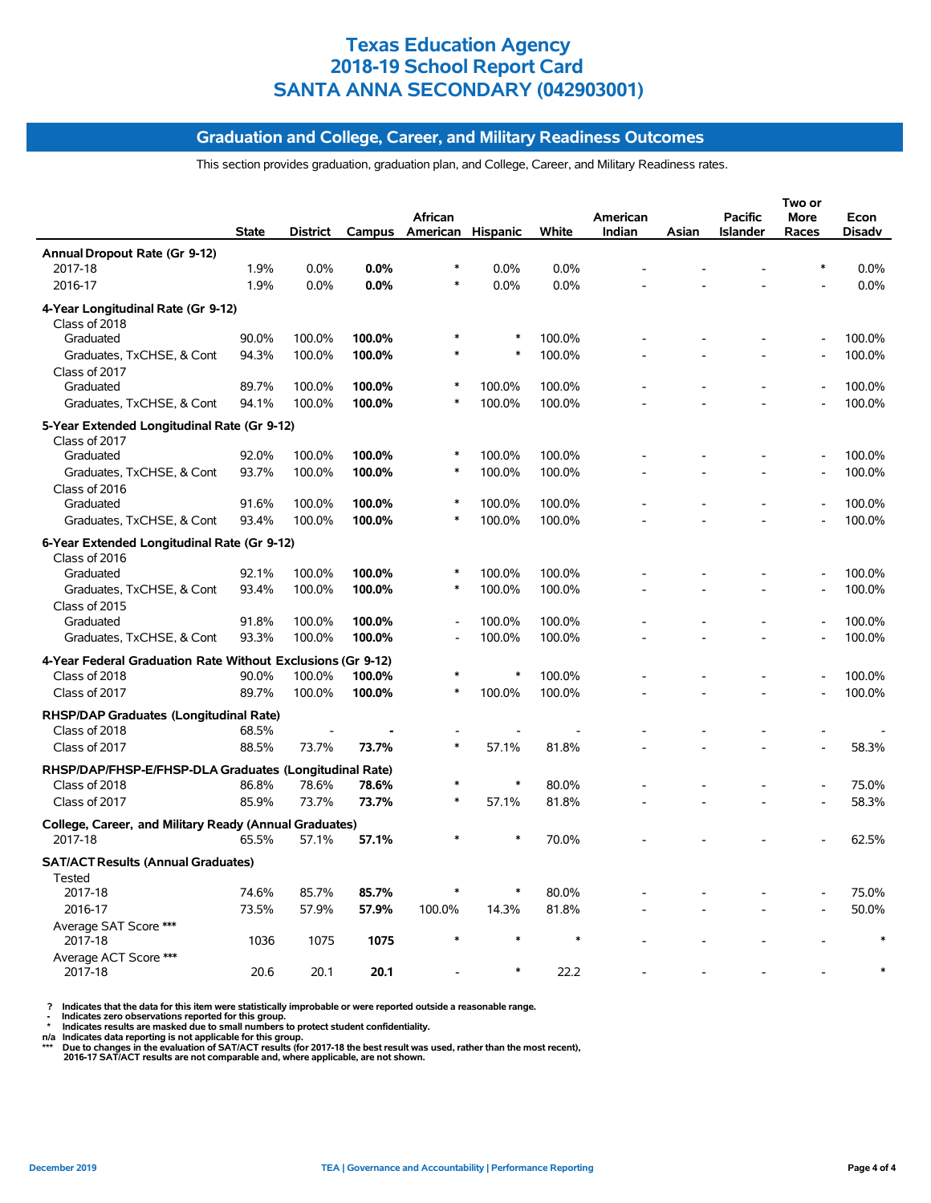# Texas Education Agency
# 2018-19 School Report Card
# SANTA ANNA SECONDARY (042903001)

## Graduation and College, Career, and Military Readiness Outcomes

This section provides graduation, graduation plan, and College, Career, and Military Readiness rates.

| | State | District | Campus | African American | Hispanic | White | American Indian | Asian | Pacific Islander | Two or More Races | Econ Disadv |
|---|---|---|---|---|---|---|---|---|---|---|---|
| **Annual Dropout Rate (Gr 9-12)** | | | | | | | | | | | |
| 2017-18 | 1.9% | 0.0% | **0.0%** | * | 0.0% | 0.0% | - | - | - | * | 0.0% |
| 2016-17 | 1.9% | 0.0% | **0.0%** | * | 0.0% | 0.0% | - | - | - | - | 0.0% |
| **4-Year Longitudinal Rate (Gr 9-12)** | | | | | | | | | | | |
| Class of 2018 | | | | | | | | | | | |
| Graduated | 90.0% | 100.0% | **100.0%** | * | * | 100.0% | - | - | - | - | 100.0% |
| Graduates, TxCHSE, & Cont | 94.3% | 100.0% | **100.0%** | * | * | 100.0% | - | - | - | - | 100.0% |
| Class of 2017 | | | | | | | | | | | |
| Graduated | 89.7% | 100.0% | **100.0%** | * | 100.0% | 100.0% | - | - | - | - | 100.0% |
| Graduates, TxCHSE, & Cont | 94.1% | 100.0% | **100.0%** | * | 100.0% | 100.0% | - | - | - | - | 100.0% |
| **5-Year Extended Longitudinal Rate (Gr 9-12)** | | | | | | | | | | | |
| Class of 2017 | | | | | | | | | | | |
| Graduated | 92.0% | 100.0% | **100.0%** | * | 100.0% | 100.0% | - | - | - | - | 100.0% |
| Graduates, TxCHSE, & Cont | 93.7% | 100.0% | **100.0%** | * | 100.0% | 100.0% | - | - | - | - | 100.0% |
| Class of 2016 | | | | | | | | | | | |
| Graduated | 91.6% | 100.0% | **100.0%** | * | 100.0% | 100.0% | - | - | - | - | 100.0% |
| Graduates, TxCHSE, & Cont | 93.4% | 100.0% | **100.0%** | * | 100.0% | 100.0% | - | - | - | - | 100.0% |
| **6-Year Extended Longitudinal Rate (Gr 9-12)** | | | | | | | | | | | |
| Class of 2016 | | | | | | | | | | | |
| Graduated | 92.1% | 100.0% | **100.0%** | * | 100.0% | 100.0% | - | - | - | - | 100.0% |
| Graduates, TxCHSE, & Cont | 93.4% | 100.0% | **100.0%** | * | 100.0% | 100.0% | - | - | - | - | 100.0% |
| Class of 2015 | | | | | | | | | | | |
| Graduated | 91.8% | 100.0% | **100.0%** | - | 100.0% | 100.0% | - | - | - | - | 100.0% |
| Graduates, TxCHSE, & Cont | 93.3% | 100.0% | **100.0%** | - | 100.0% | 100.0% | - | - | - | - | 100.0% |
| **4-Year Federal Graduation Rate Without Exclusions (Gr 9-12)** | | | | | | | | | | | |
| Class of 2018 | 90.0% | 100.0% | **100.0%** | * | * | 100.0% | - | - | - | - | 100.0% |
| Class of 2017 | 89.7% | 100.0% | **100.0%** | * | 100.0% | 100.0% | - | - | - | - | 100.0% |
| **RHSP/DAP Graduates (Longitudinal Rate)** | | | | | | | | | | | |
| Class of 2018 | 68.5% | - | **-** | - | - | - | - | - | - | - | - |
| Class of 2017 | 88.5% | 73.7% | **73.7%** | * | 57.1% | 81.8% | - | - | - | - | 58.3% |
| **RHSP/DAP/FHSP-E/FHSP-DLA Graduates (Longitudinal Rate)** | | | | | | | | | | | |
| Class of 2018 | 86.8% | 78.6% | **78.6%** | * | * | 80.0% | - | - | - | - | 75.0% |
| Class of 2017 | 85.9% | 73.7% | **73.7%** | * | 57.1% | 81.8% | - | - | - | - | 58.3% |
| **College, Career, and Military Ready (Annual Graduates)** | | | | | | | | | | | |
| 2017-18 | 65.5% | 57.1% | **57.1%** | * | * | 70.0% | - | - | - | - | 62.5% |
| **SAT/ACT Results (Annual Graduates)** | | | | | | | | | | | |
| Tested | | | | | | | | | | | |
| 2017-18 | 74.6% | 85.7% | **85.7%** | * | * | 80.0% | - | - | - | - | 75.0% |
| 2016-17 | 73.5% | 57.9% | **57.9%** | 100.0% | 14.3% | 81.8% | - | - | - | - | 50.0% |
| Average SAT Score *** | | | | | | | | | | | |
| 2017-18 | 1036 | 1075 | **1075** | * | * | * | - | - | - | - | * |
| Average ACT Score *** | | | | | | | | | | | |
| 2017-18 | 20.6 | 20.1 | **20.1** | - | * | 22.2 | - | - | - | - | * |

? Indicates that the data for this item were statistically improbable or were reported outside a reasonable range.
- Indicates zero observations reported for this group.
* Indicates results are masked due to small numbers to protect student confidentiality.
n/a Indicates data reporting is not applicable for this group.
*** Due to changes in the evaluation of SAT/ACT results (for 2017-18 the best result was used, rather than the most recent), 2016-17 SAT/ACT results are not comparable and, where applicable, are not shown.